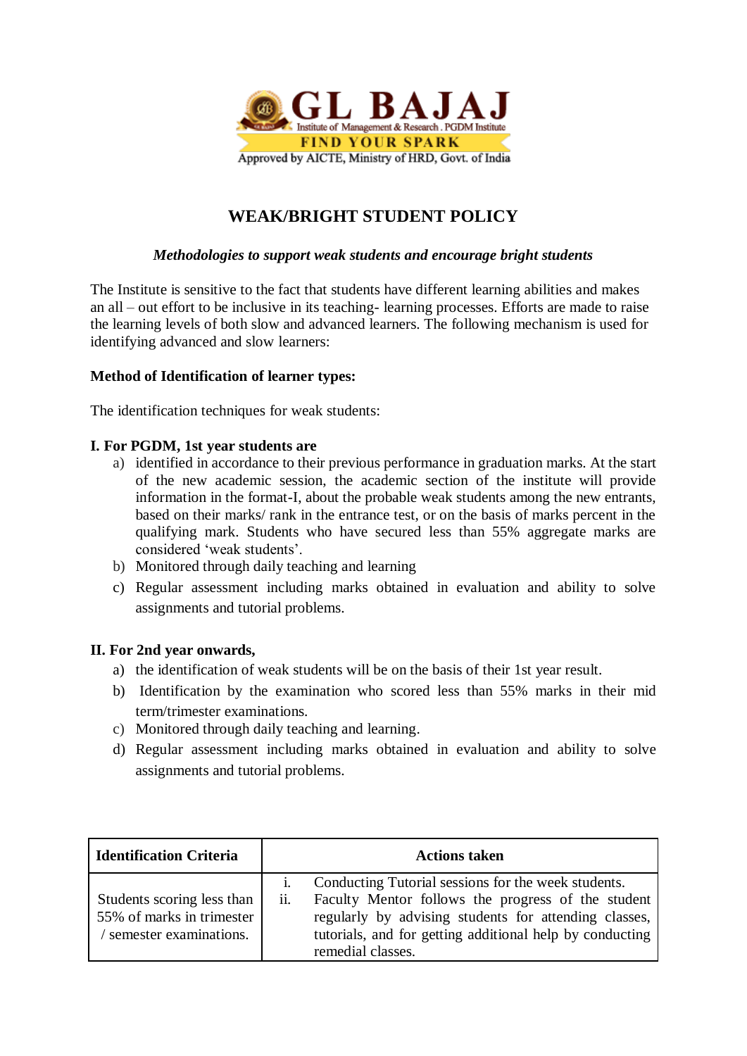GL BAJAJ

Institute of Management & Research . PGDM Institute

FIND YOUR SPARK

Approved by AICTE, Ministry of HRD, Govt. of India

# WEAK/BRIGHT STUDENT POLICY

***Methodologies to support weak students and encourage bright students***

The Institute is sensitive to the fact that students have different learning abilities and makes an all – out effort to be inclusive in its teaching- learning processes. Efforts are made to raise the learning levels of both slow and advanced learners. The following mechanism is used for identifying advanced and slow learners:

**Method of Identification of learner types:**

The identification techniques for weak students:

**I. For PGDM, 1st year students are**

a) identified in accordance to their previous performance in graduation marks. At the start of the new academic session, the academic section of the institute will provide information in the format-I, about the probable weak students among the new entrants, based on their marks/ rank in the entrance test, or on the basis of marks percent in the qualifying mark. Students who have secured less than 55% aggregate marks are considered 'weak students'.
b) Monitored through daily teaching and learning
c) Regular assessment including marks obtained in evaluation and ability to solve assignments and tutorial problems.

**II. For 2nd year onwards,**

a) the identification of weak students will be on the basis of their 1st year result.
b) Identification by the examination who scored less than 55% marks in their mid term/trimester examinations.
c) Monitored through daily teaching and learning.
d) Regular assessment including marks obtained in evaluation and ability to solve assignments and tutorial problems.

| Identification Criteria | Actions taken |
|---|---|
| Students scoring less than 55% of marks in trimester / semester examinations. | i. Conducting Tutorial sessions for the week students.<br>ii. Faculty Mentor follows the progress of the student regularly by advising students for attending classes, tutorials, and for getting additional help by conducting remedial classes. |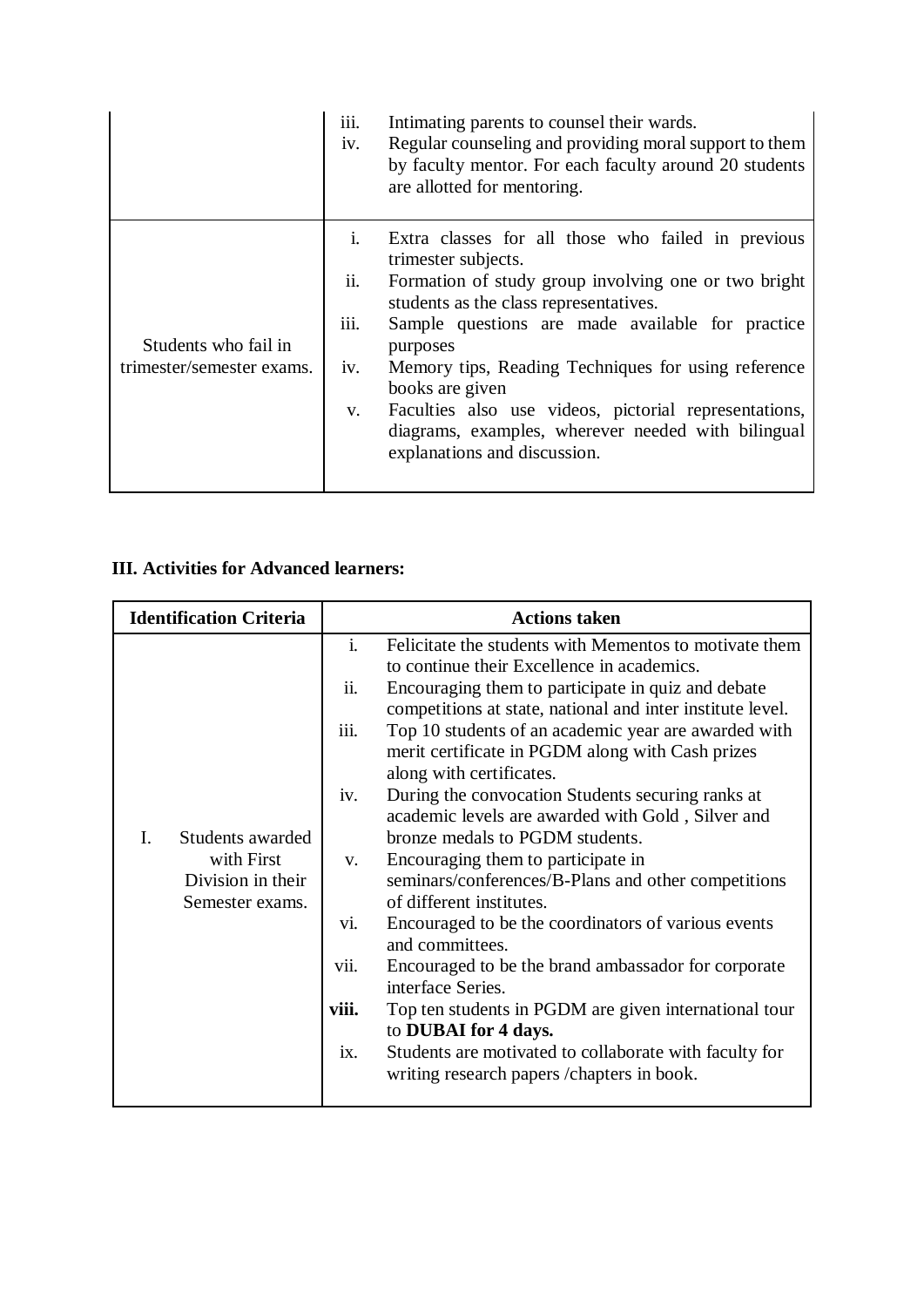| | |
|---|---|
| | iii. Intimating parents to counsel their wards.<br>iv. Regular counseling and providing moral support to them by faculty mentor. For each faculty around 20 students are allotted for mentoring. |
| Students who fail in trimester/semester exams. | i. Extra classes for all those who failed in previous trimester subjects.<br>ii. Formation of study group involving one or two bright students as the class representatives.<br>iii. Sample questions are made available for practice purposes<br>iv. Memory tips, Reading Techniques for using reference books are given<br>v. Faculties also use videos, pictorial representations, diagrams, examples, wherever needed with bilingual explanations and discussion. |

**III. Activities for Advanced learners:**

| Identification Criteria | Actions taken |
|---|---|
| I. Students awarded with First Division in their Semester exams. | i. Felicitate the students with Mementos to motivate them to continue their Excellence in academics.<br>ii. Encouraging them to participate in quiz and debate competitions at state, national and inter institute level.<br>iii. Top 10 students of an academic year are awarded with merit certificate in PGDM along with Cash prizes along with certificates.<br>iv. During the convocation Students securing ranks at academic levels are awarded with Gold , Silver and bronze medals to PGDM students.<br>v. Encouraging them to participate in seminars/conferences/B-Plans and other competitions of different institutes.<br>vi. Encouraged to be the coordinators of various events and committees.<br>vii. Encouraged to be the brand ambassador for corporate interface Series.<br>**viii.** Top ten students in PGDM are given international tour to **DUBAI for 4 days.**<br>ix. Students are motivated to collaborate with faculty for writing research papers /chapters in book. |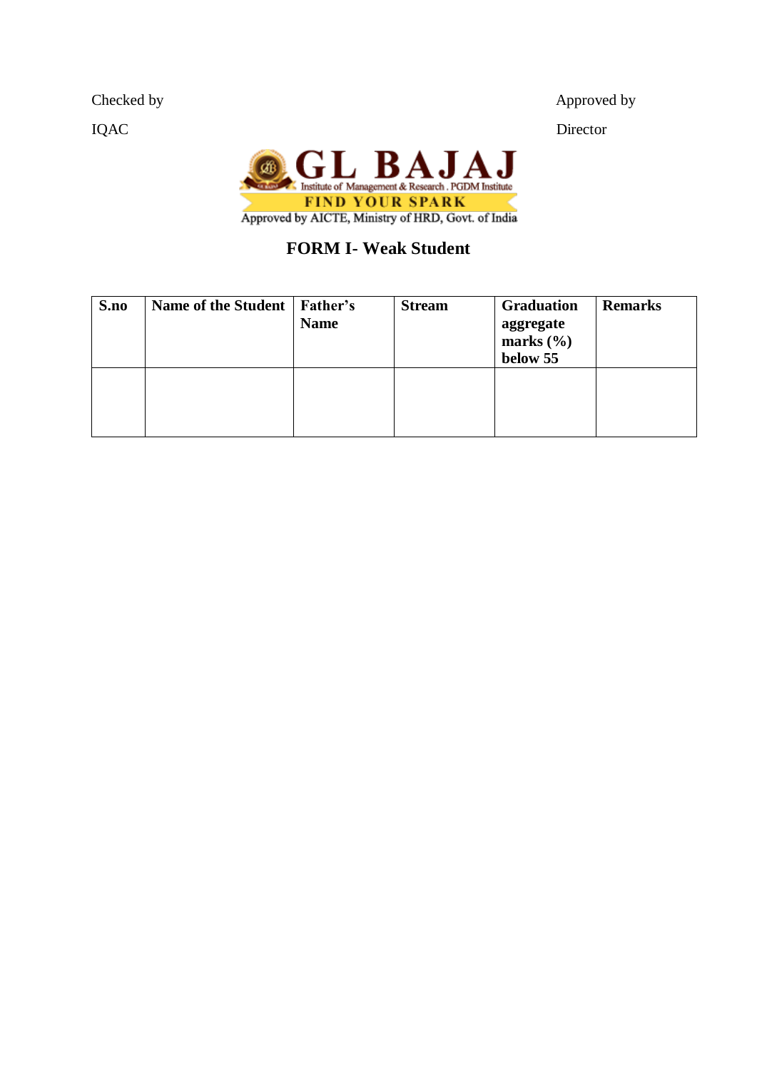Checked by

IQAC

Approved by

Director

GL BAJAJ
Institute of Management & Research . PGDM Institute
FIND YOUR SPARK
Approved by AICTE, Ministry of HRD, Govt. of India

## FORM I- Weak Student

| S.no | Name of the Student | Father's Name | Stream | Graduation aggregate marks (%) below 55 | Remarks |
|---|---|---|---|---|---|
| | | | | | |